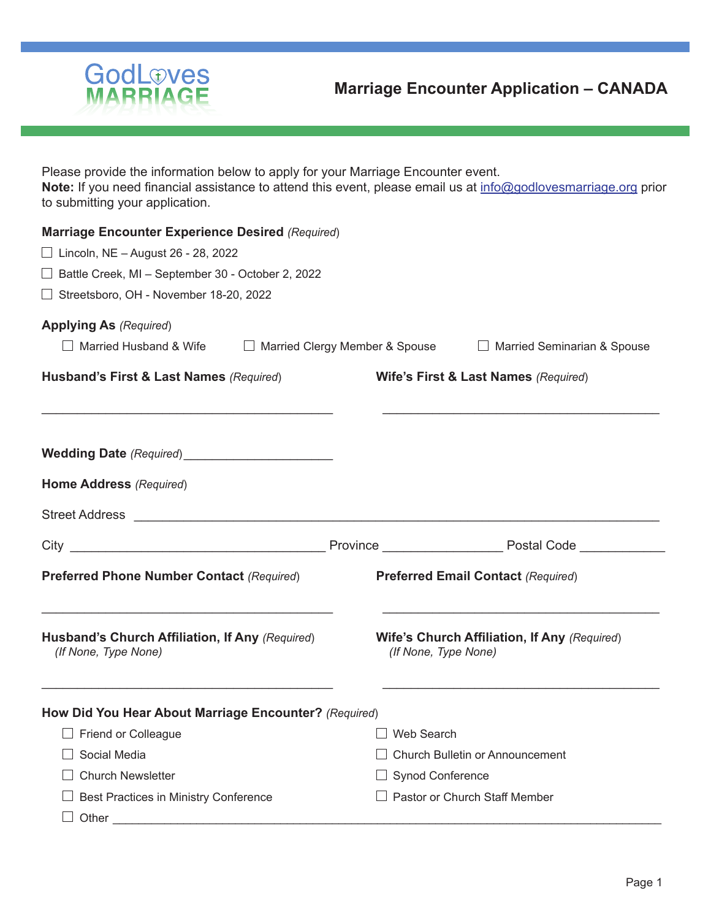GodLoves MARRIAGE

# Marriage Encounter Application – CANADA

Please provide the information below to apply for your Marriage Encounter event.
**Note:** If you need financial assistance to attend this event, please email us at info@godlovesmarriage.org prior to submitting your application.

**Marriage Encounter Experience Desired** *(Required)*

- ☐ Lincoln, NE – August 26 - 28, 2022
- ☐ Battle Creek, MI – September 30 - October 2, 2022
- ☐ Streetsboro, OH - November 18-20, 2022

**Applying As** *(Required)*

☐ Married Husband & Wife ☐ Married Clergy Member & Spouse ☐ Married Seminarian & Spouse

**Husband's First & Last Names** *(Required)*

\_\_\_\_\_\_\_\_\_\_\_\_\_\_\_\_\_\_\_\_\_\_\_\_\_\_\_\_\_\_\_\_\_\_\_\_\_\_\_\_

**Wife's First & Last Names** *(Required)*

\_\_\_\_\_\_\_\_\_\_\_\_\_\_\_\_\_\_\_\_\_\_\_\_\_\_\_\_\_\_\_\_\_\_\_\_\_\_\_\_

**Wedding Date** *(Required)* \_\_\_\_\_\_\_\_\_\_\_\_\_\_\_\_\_\_\_\_

**Home Address** *(Required)*

Street Address \_\_\_\_\_\_\_\_\_\_\_\_\_\_\_\_\_\_\_\_\_\_\_\_\_\_\_\_\_\_\_\_\_\_\_\_\_\_\_\_\_\_\_\_\_\_\_\_\_\_\_\_\_\_\_\_\_\_

City \_\_\_\_\_\_\_\_\_\_\_\_\_\_\_\_\_\_\_\_\_\_\_\_\_\_\_\_\_\_\_\_ Province \_\_\_\_\_\_\_\_\_\_\_\_\_\_\_ Postal Code \_\_\_\_\_\_\_\_\_\_

**Preferred Phone Number Contact** *(Required)*

\_\_\_\_\_\_\_\_\_\_\_\_\_\_\_\_\_\_\_\_\_\_\_\_\_\_\_\_\_\_\_\_\_\_\_\_\_\_\_\_

**Preferred Email Contact** *(Required)*

\_\_\_\_\_\_\_\_\_\_\_\_\_\_\_\_\_\_\_\_\_\_\_\_\_\_\_\_\_\_\_\_\_\_\_\_\_\_\_\_

**Husband's Church Affiliation, If Any** *(Required)*
*(If None, Type None)*

\_\_\_\_\_\_\_\_\_\_\_\_\_\_\_\_\_\_\_\_\_\_\_\_\_\_\_\_\_\_\_\_\_\_\_\_\_\_\_\_

**Wife's Church Affiliation, If Any** *(Required)*
*(If None, Type None)*

\_\_\_\_\_\_\_\_\_\_\_\_\_\_\_\_\_\_\_\_\_\_\_\_\_\_\_\_\_\_\_\_\_\_\_\_\_\_\_\_

**How Did You Hear About Marriage Encounter?** *(Required)*

- ☐ Friend or Colleague
- ☐ Social Media
- ☐ Church Newsletter
- ☐ Best Practices in Ministry Conference
- ☐ Web Search
- ☐ Church Bulletin or Announcement
- ☐ Synod Conference
- ☐ Pastor or Church Staff Member
- ☐ Other \_\_\_\_\_\_\_\_\_\_\_\_\_\_\_\_\_\_\_\_\_\_\_\_\_\_\_\_\_\_\_\_\_\_\_\_\_\_\_\_\_\_\_\_\_\_\_\_\_\_\_\_\_\_\_\_\_\_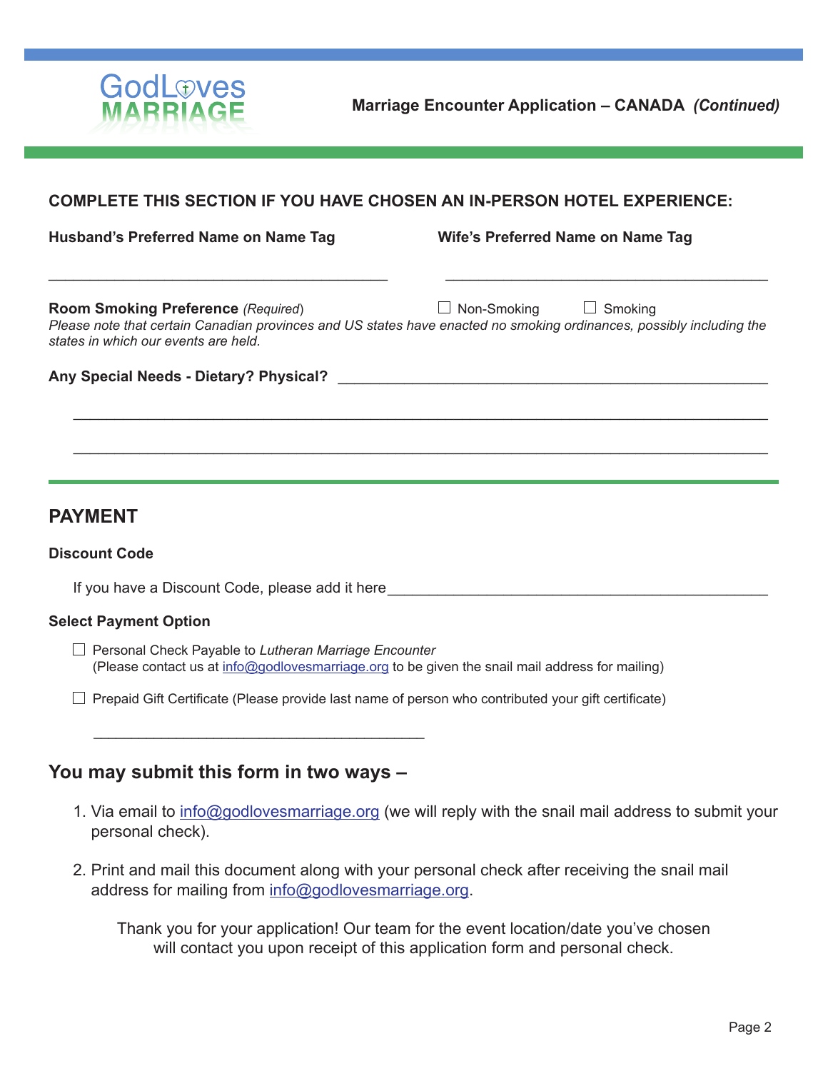**Marriage Encounter Application – CANADA *(Continued)***

**COMPLETE THIS SECTION IF YOU HAVE CHOSEN AN IN-PERSON HOTEL EXPERIENCE:**

**Husband's Preferred Name on Name Tag** \_\_\_\_\_\_\_\_\_\_\_\_\_\_\_\_\_\_\_\_\_\_\_\_\_\_\_\_\_\_\_\_\_\_\_\_\_\_\_\_

**Wife's Preferred Name on Name Tag** \_\_\_\_\_\_\_\_\_\_\_\_\_\_\_\_\_\_\_\_\_\_\_\_\_\_\_\_\_\_\_\_\_\_\_\_\_\_\_\_

**Room Smoking Preference** *(Required)* ☐ Non-Smoking ☐ Smoking

*Please note that certain Canadian provinces and US states have enacted no smoking ordinances, possibly including the states in which our events are held.*

**Any Special Needs - Dietary? Physical?** \_\_\_\_\_\_\_\_\_\_\_\_\_\_\_\_\_\_\_\_\_\_\_\_\_\_\_\_\_\_\_\_\_\_\_\_\_\_\_\_\_\_\_\_\_\_\_\_

\_\_\_\_\_\_\_\_\_\_\_\_\_\_\_\_\_\_\_\_\_\_\_\_\_\_\_\_\_\_\_\_\_\_\_\_\_\_\_\_\_\_\_\_\_\_\_\_\_\_\_\_\_\_\_\_\_\_\_\_\_\_\_\_\_\_\_\_\_\_\_\_

\_\_\_\_\_\_\_\_\_\_\_\_\_\_\_\_\_\_\_\_\_\_\_\_\_\_\_\_\_\_\_\_\_\_\_\_\_\_\_\_\_\_\_\_\_\_\_\_\_\_\_\_\_\_\_\_\_\_\_\_\_\_\_\_\_\_\_\_\_\_\_\_

## PAYMENT

**Discount Code**

If you have a Discount Code, please add it here\_\_\_\_\_\_\_\_\_\_\_\_\_\_\_\_\_\_\_\_\_\_\_\_\_\_\_\_\_\_\_\_\_\_\_\_\_\_\_\_\_\_\_\_

**Select Payment Option**

☐ Personal Check Payable to *Lutheran Marriage Encounter*
(Please contact us at info@godlovesmarriage.org to be given the snail mail address for mailing)

☐ Prepaid Gift Certificate (Please provide last name of person who contributed your gift certificate)

\_\_\_\_\_\_\_\_\_\_\_\_\_\_\_\_\_\_\_\_\_\_\_\_\_\_\_\_\_\_\_\_\_\_\_\_\_\_\_\_

## You may submit this form in two ways –

1. Via email to info@godlovesmarriage.org (we will reply with the snail mail address to submit your personal check).
2. Print and mail this document along with your personal check after receiving the snail mail address for mailing from info@godlovesmarriage.org.

Thank you for your application! Our team for the event location/date you've chosen will contact you upon receipt of this application form and personal check.